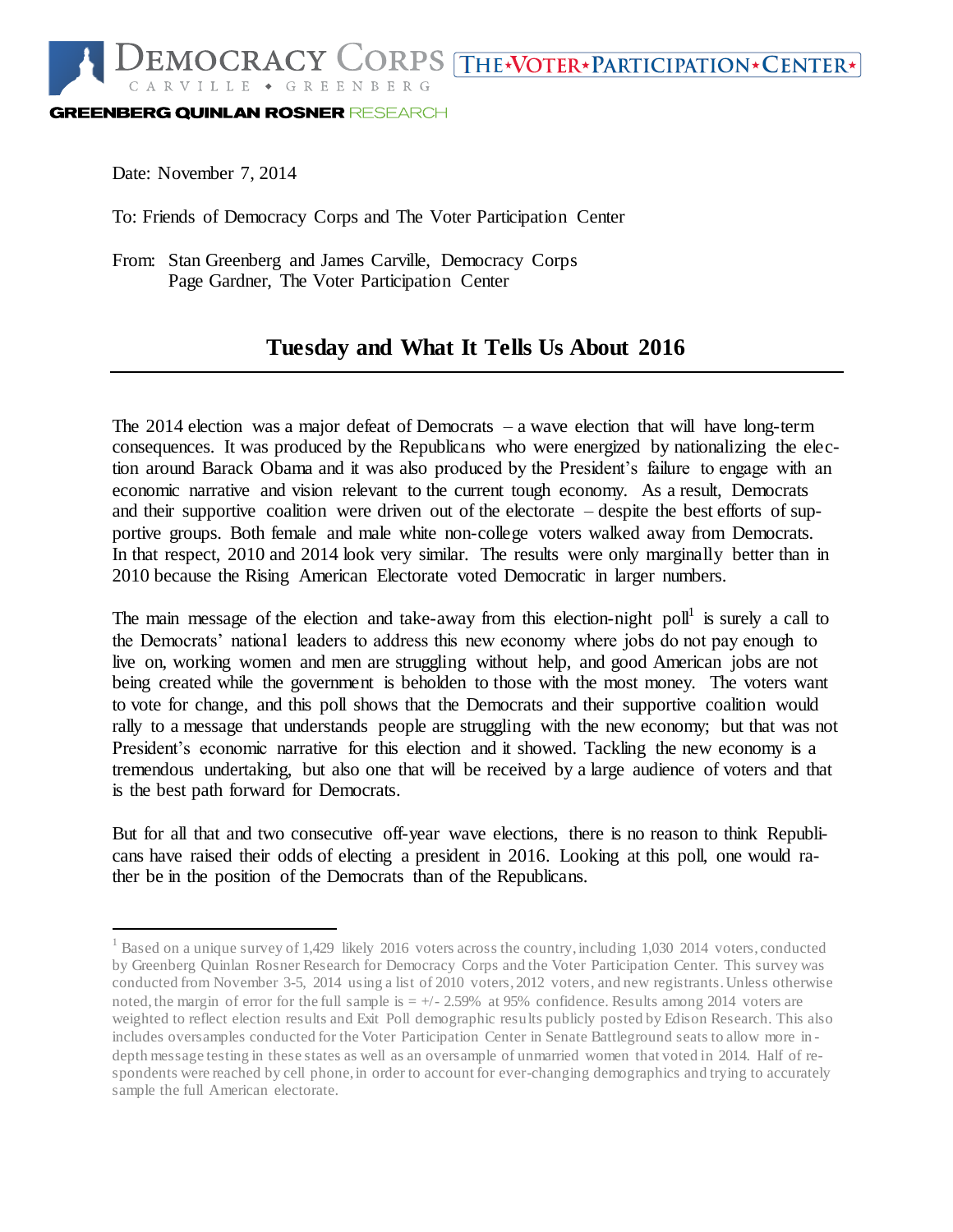DEMOCRACY CORPS
CARVILLE • GREENBERG

THE★VOTER★PARTICIPATION★CENTER★

GREENBERG QUINLAN ROSNER RESEARCH

Date: November 7, 2014

To: Friends of Democracy Corps and The Voter Participation Center

From: Stan Greenberg and James Carville, Democracy Corps
Page Gardner, The Voter Participation Center

# Tuesday and What It Tells Us About 2016

The 2014 election was a major defeat of Democrats – a wave election that will have long-term consequences. It was produced by the Republicans who were energized by nationalizing the election around Barack Obama and it was also produced by the President's failure to engage with an economic narrative and vision relevant to the current tough economy. As a result, Democrats and their supportive coalition were driven out of the electorate – despite the best efforts of supportive groups. Both female and male white non-college voters walked away from Democrats. In that respect, 2010 and 2014 look very similar. The results were only marginally better than in 2010 because the Rising American Electorate voted Democratic in larger numbers.

The main message of the election and take-away from this election-night poll[1] is surely a call to the Democrats' national leaders to address this new economy where jobs do not pay enough to live on, working women and men are struggling without help, and good American jobs are not being created while the government is beholden to those with the most money. The voters want to vote for change, and this poll shows that the Democrats and their supportive coalition would rally to a message that understands people are struggling with the new economy; but that was not President's economic narrative for this election and it showed. Tackling the new economy is a tremendous undertaking, but also one that will be received by a large audience of voters and that is the best path forward for Democrats.

But for all that and two consecutive off-year wave elections, there is no reason to think Republicans have raised their odds of electing a president in 2016. Looking at this poll, one would rather be in the position of the Democrats than of the Republicans.

---

[1] Based on a unique survey of 1,429 likely 2016 voters across the country, including 1,030 2014 voters, conducted by Greenberg Quinlan Rosner Research for Democracy Corps and the Voter Participation Center. This survey was conducted from November 3-5, 2014 using a list of 2010 voters, 2012 voters, and new registrants. Unless otherwise noted, the margin of error for the full sample is = +/- 2.59% at 95% confidence. Results among 2014 voters are weighted to reflect election results and Exit Poll demographic results publicly posted by Edison Research. This also includes oversamples conducted for the Voter Participation Center in Senate Battleground seats to allow more in-depth message testing in these states as well as an oversample of unmarried women that voted in 2014. Half of respondents were reached by cell phone, in order to account for ever-changing demographics and trying to accurately sample the full American electorate.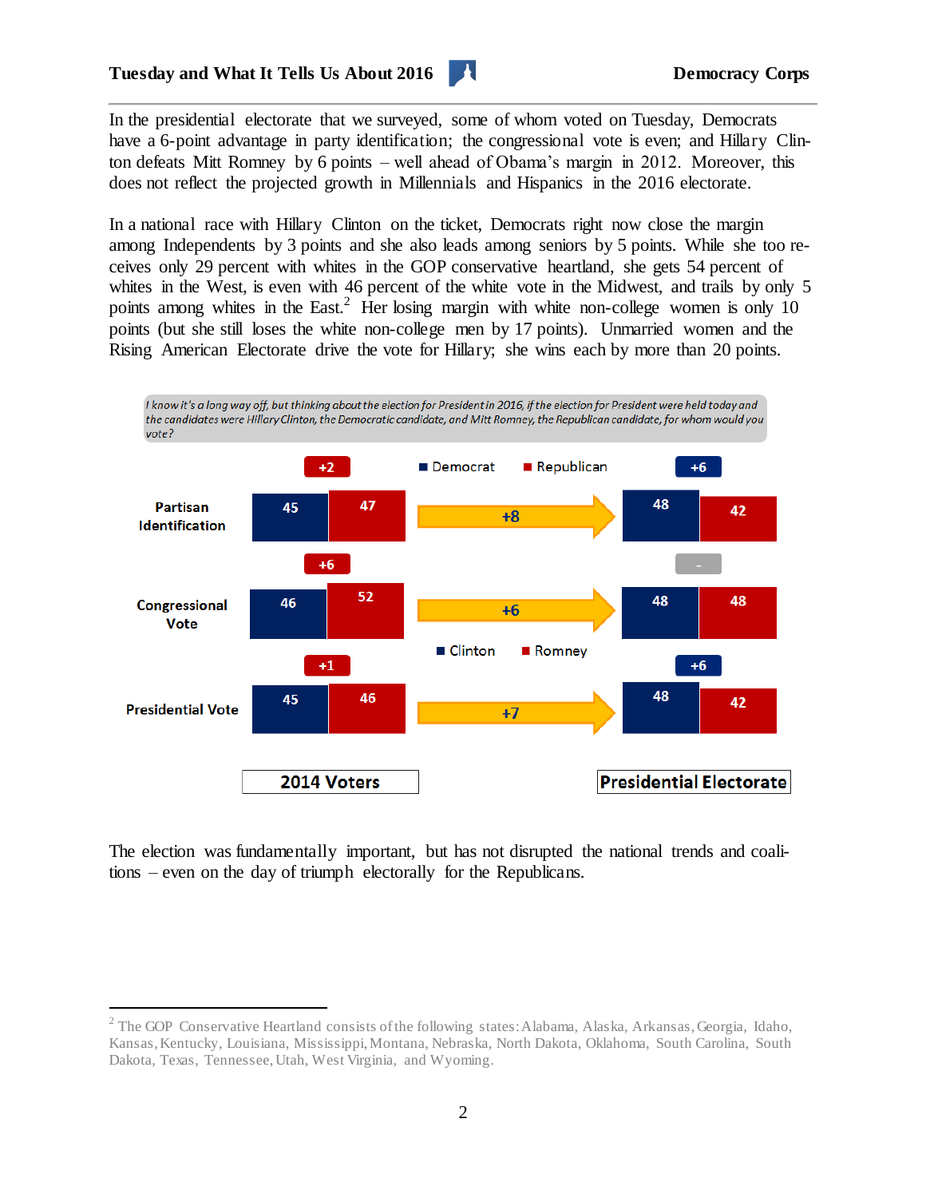In the presidential electorate that we surveyed, some of whom voted on Tuesday, Democrats have a 6-point advantage in party identification; the congressional vote is even; and Hillary Clinton defeats Mitt Romney by 6 points – well ahead of Obama's margin in 2012. Moreover, this does not reflect the projected growth in Millennials and Hispanics in the 2016 electorate.

In a national race with Hillary Clinton on the ticket, Democrats right now close the margin among Independents by 3 points and she also leads among seniors by 5 points. While she too receives only 29 percent with whites in the GOP conservative heartland, she gets 54 percent of whites in the West, is even with 46 percent of the white vote in the Midwest, and trails by only 5 points among whites in the East.[2] Her losing margin with white non-college women is only 10 points (but she still loses the white non-college men by 17 points). Unmarried women and the Rising American Electorate drive the vote for Hillary; she wins each by more than 20 points.

*I know it's a long way off, but thinking about the election for President in 2016, if the election for President were held today and the candidates were Hillary Clinton, the Democratic candidate, and Mitt Romney, the Republican candidate, for whom would you vote?*

| | 2014 Voters: Democrat/Clinton | 2014 Voters: Republican/Romney | 2014 Voters: Margin | Shift | Presidential Electorate: Democrat/Clinton | Presidential Electorate: Republican/Romney | Presidential Electorate: Margin |
|---|---|---|---|---|---|---|---|
| Partisan Identification | 45 | 47 | +2 (R) | +8 | 48 | 42 | +6 (D) |
| Congressional Vote | 46 | 52 | +6 (R) | +6 | 48 | 48 | - |
| Presidential Vote | 45 | 46 | +1 (R) | +7 | 48 | 42 | +6 (D) |

The election was fundamentally important, but has not disrupted the national trends and coalitions – even on the day of triumph electorally for the Republicans.

[2] The GOP Conservative Heartland consists of the following states: Alabama, Alaska, Arkansas, Georgia, Idaho, Kansas, Kentucky, Louisiana, Mississippi, Montana, Nebraska, North Dakota, Oklahoma, South Carolina, South Dakota, Texas, Tennessee, Utah, West Virginia, and Wyoming.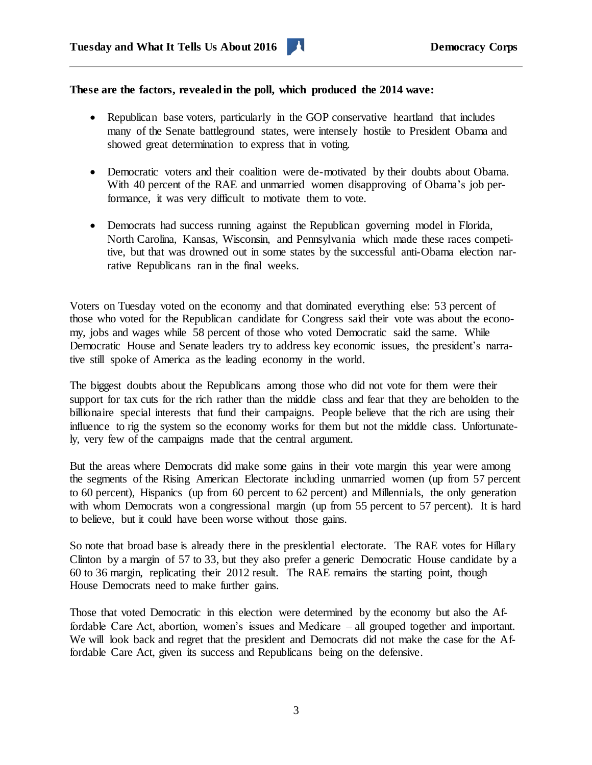**These are the factors, revealed in the poll, which produced the 2014 wave:**

- Republican base voters, particularly in the GOP conservative heartland that includes many of the Senate battleground states, were intensely hostile to President Obama and showed great determination to express that in voting.

- Democratic voters and their coalition were de-motivated by their doubts about Obama. With 40 percent of the RAE and unmarried women disapproving of Obama's job performance, it was very difficult to motivate them to vote.

- Democrats had success running against the Republican governing model in Florida, North Carolina, Kansas, Wisconsin, and Pennsylvania which made these races competitive, but that was drowned out in some states by the successful anti-Obama election narrative Republicans ran in the final weeks.

Voters on Tuesday voted on the economy and that dominated everything else: 53 percent of those who voted for the Republican candidate for Congress said their vote was about the economy, jobs and wages while 58 percent of those who voted Democratic said the same. While Democratic House and Senate leaders try to address key economic issues, the president's narrative still spoke of America as the leading economy in the world.

The biggest doubts about the Republicans among those who did not vote for them were their support for tax cuts for the rich rather than the middle class and fear that they are beholden to the billionaire special interests that fund their campaigns. People believe that the rich are using their influence to rig the system so the economy works for them but not the middle class. Unfortunately, very few of the campaigns made that the central argument.

But the areas where Democrats did make some gains in their vote margin this year were among the segments of the Rising American Electorate including unmarried women (up from 57 percent to 60 percent), Hispanics (up from 60 percent to 62 percent) and Millennials, the only generation with whom Democrats won a congressional margin (up from 55 percent to 57 percent). It is hard to believe, but it could have been worse without those gains.

So note that broad base is already there in the presidential electorate. The RAE votes for Hillary Clinton by a margin of 57 to 33, but they also prefer a generic Democratic House candidate by a 60 to 36 margin, replicating their 2012 result. The RAE remains the starting point, though House Democrats need to make further gains.

Those that voted Democratic in this election were determined by the economy but also the Affordable Care Act, abortion, women's issues and Medicare – all grouped together and important. We will look back and regret that the president and Democrats did not make the case for the Affordable Care Act, given its success and Republicans being on the defensive.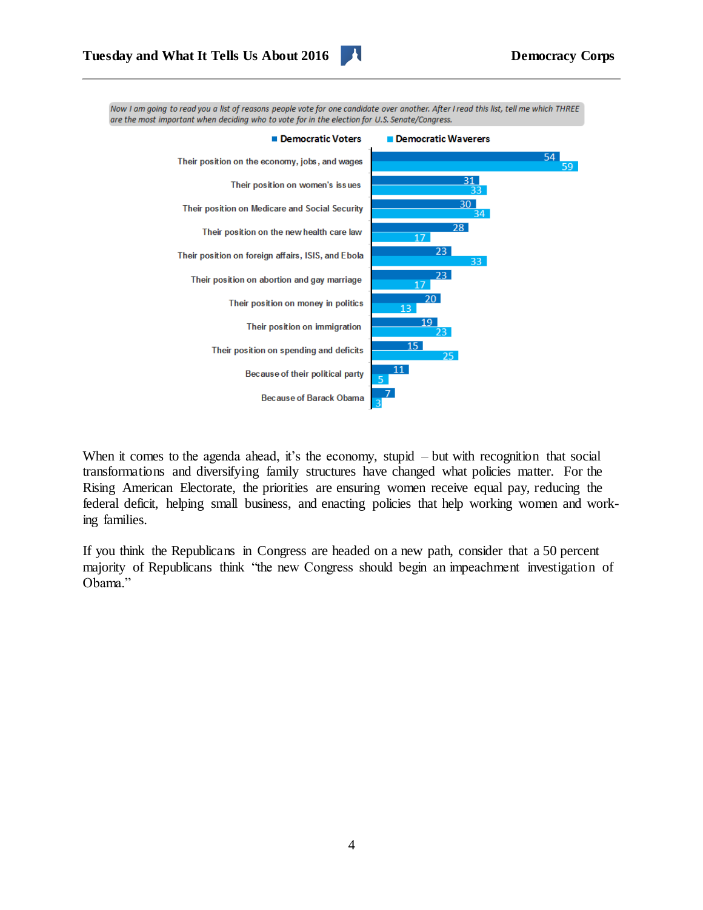*Now I am going to read you a list of reasons people vote for one candidate over another. After I read this list, tell me which THREE are the most important when deciding who to vote for in the election for U.S. Senate/Congress.*

Democratic Voters
Democratic Waverers

Their position on the economy, jobs, and wages
54
59

Their position on women's issues
31
33

Their position on Medicare and Social Security
30
34

Their position on the new health care law
28
17

Their position on foreign affairs, ISIS, and Ebola
23
33

Their position on abortion and gay marriage
23
17

Their position on money in politics
20
13

Their position on immigration
19
23

Their position on spending and deficits
15
25

Because of their political party
11
5

Because of Barack Obama
7
3

When it comes to the agenda ahead, it's the economy, stupid – but with recognition that social transformations and diversifying family structures have changed what policies matter. For the Rising American Electorate, the priorities are ensuring women receive equal pay, reducing the federal deficit, helping small business, and enacting policies that help working women and working families.

If you think the Republicans in Congress are headed on a new path, consider that a 50 percent majority of Republicans think "the new Congress should begin an impeachment investigation of Obama."